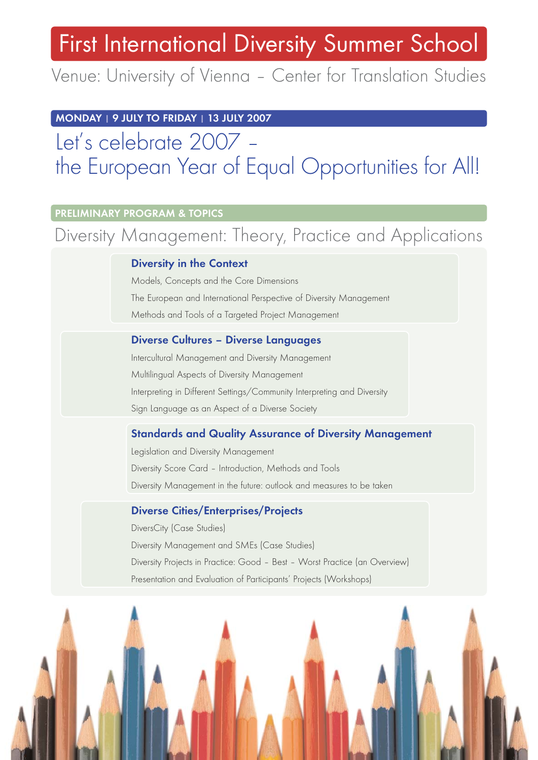# First International Diversity Summer School

Venue: University of Vienna – Center for Translation Studies

**MONDAY | 9 JULY TO FRIDAY | 13 JULY 2007**

## Let's celebrate 2007 – the European Year of Equal Opportunities for All!

**PRELIMINARY PROGRAM & TOPICS**

## Diversity Management: Theory, Practice and Applications

### Diversity in the Context

Models, Concepts and the Core Dimensions

The European and International Perspective of Diversity Management

Methods and Tools of a Targeted Project Management

### Diverse Cultures – Diverse Languages

Intercultural Management and Diversity Management

Multilingual Aspects of Diversity Management

Interpreting in Different Settings/Community Interpreting and Diversity

Sign Language as an Aspect of a Diverse Society

### Standards and Quality Assurance of Diversity Management

Legislation and Diversity Management

Diversity Score Card – Introduction, Methods and Tools

Diversity Management in the future: outlook and measures to be taken

### Diverse Cities/Enterprises/Projects

DiversCity (Case Studies)

Diversity Management and SMEs (Case Studies)

Diversity Projects in Practice: Good – Best – Worst Practice (an Overview)

Presentation and Evaluation of Participants' Projects (Workshops)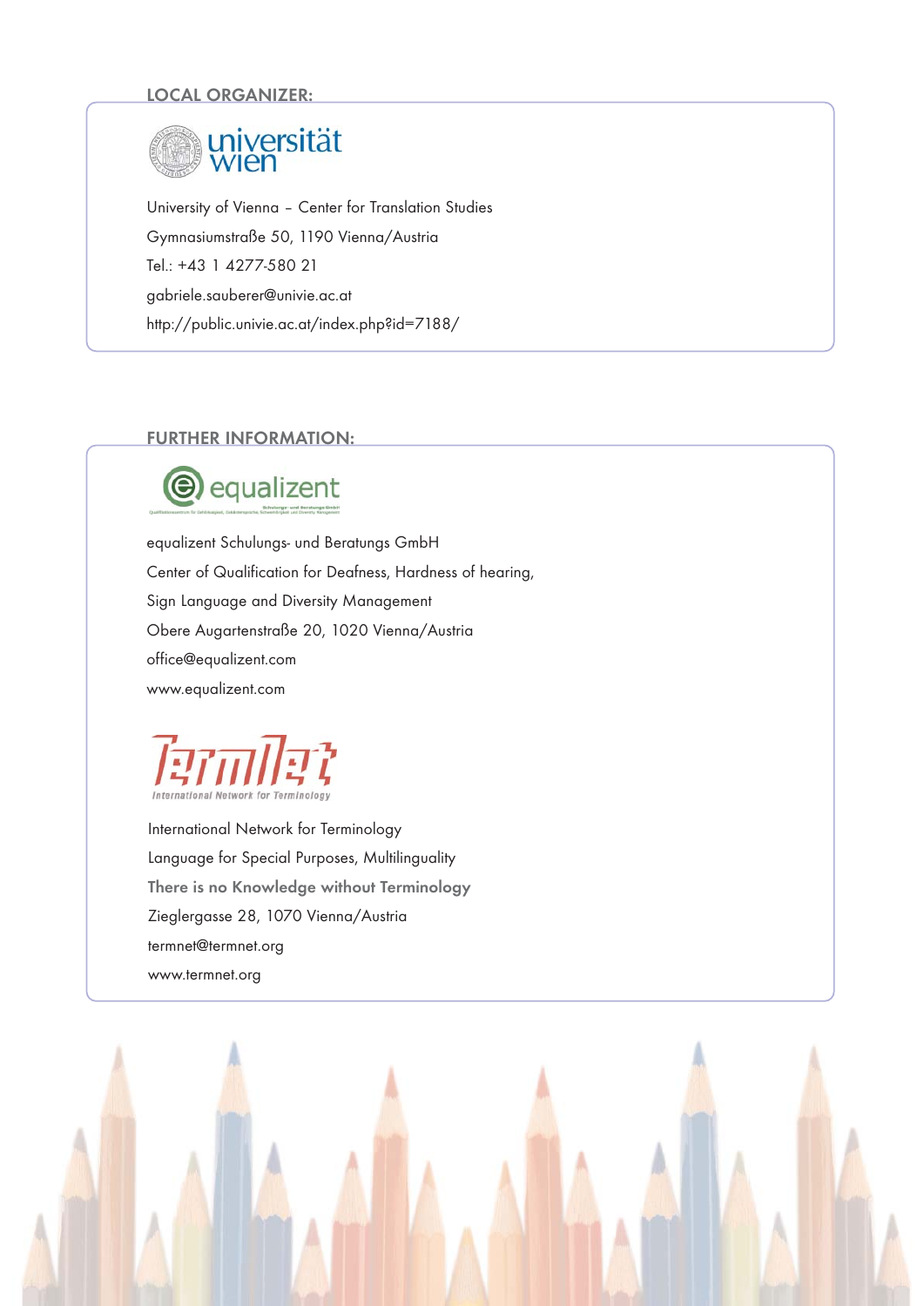## LOCAL ORGANIZER:

universität wien

University of Vienna – Center for Translation Studies

Gymnasiumstraße 50, 1190 Vienna/Austria

Tel.: +43 1 4277-580 21

gabriele.sauberer@univie.ac.at

http://public.univie.ac.at/index.php?id=7188/

## FURTHER INFORMATION:

equalizent

equalizent Schulungs- und Beratungs GmbH

Center of Qualification for Deafness, Hardness of hearing,

Sign Language and Diversity Management

Obere Augartenstraße 20, 1020 Vienna/Austria

office@equalizent.com

www.equalizent.com

TermNet
International Network for Terminology

International Network for Terminology

Language for Special Purposes, Multilinguality

**There is no Knowledge without Terminology**

Zieglergasse 28, 1070 Vienna/Austria

termnet@termnet.org

www.termnet.org